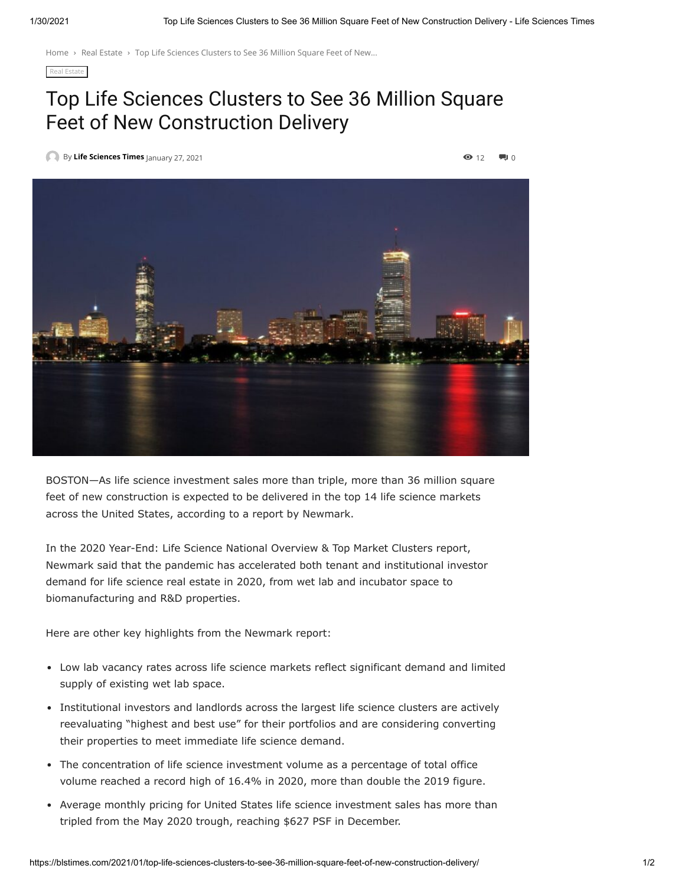Home › Real Estate › Top Life Sciences Clusters to See 36 Million Square Feet of New...

Real Estate

# Top Life Sciences Clusters to See 36 Million Square Feet of New Construction Delivery

By **Life Sciences Times** January 27, 2021

12 0

BOSTON—As life science investment sales more than triple, more than 36 million square feet of new construction is expected to be delivered in the top 14 life science markets across the United States, according to a report by Newmark.

In the 2020 Year-End: Life Science National Overview & Top Market Clusters report, Newmark said that the pandemic has accelerated both tenant and institutional investor demand for life science real estate in 2020, from wet lab and incubator space to biomanufacturing and R&D properties.

Here are other key highlights from the Newmark report:

- Low lab vacancy rates across life science markets reflect significant demand and limited supply of existing wet lab space.
- Institutional investors and landlords across the largest life science clusters are actively reevaluating "highest and best use" for their portfolios and are considering converting their properties to meet immediate life science demand.
- The concentration of life science investment volume as a percentage of total office volume reached a record high of 16.4% in 2020, more than double the 2019 figure.
- Average monthly pricing for United States life science investment sales has more than tripled from the May 2020 trough, reaching $627 PSF in December.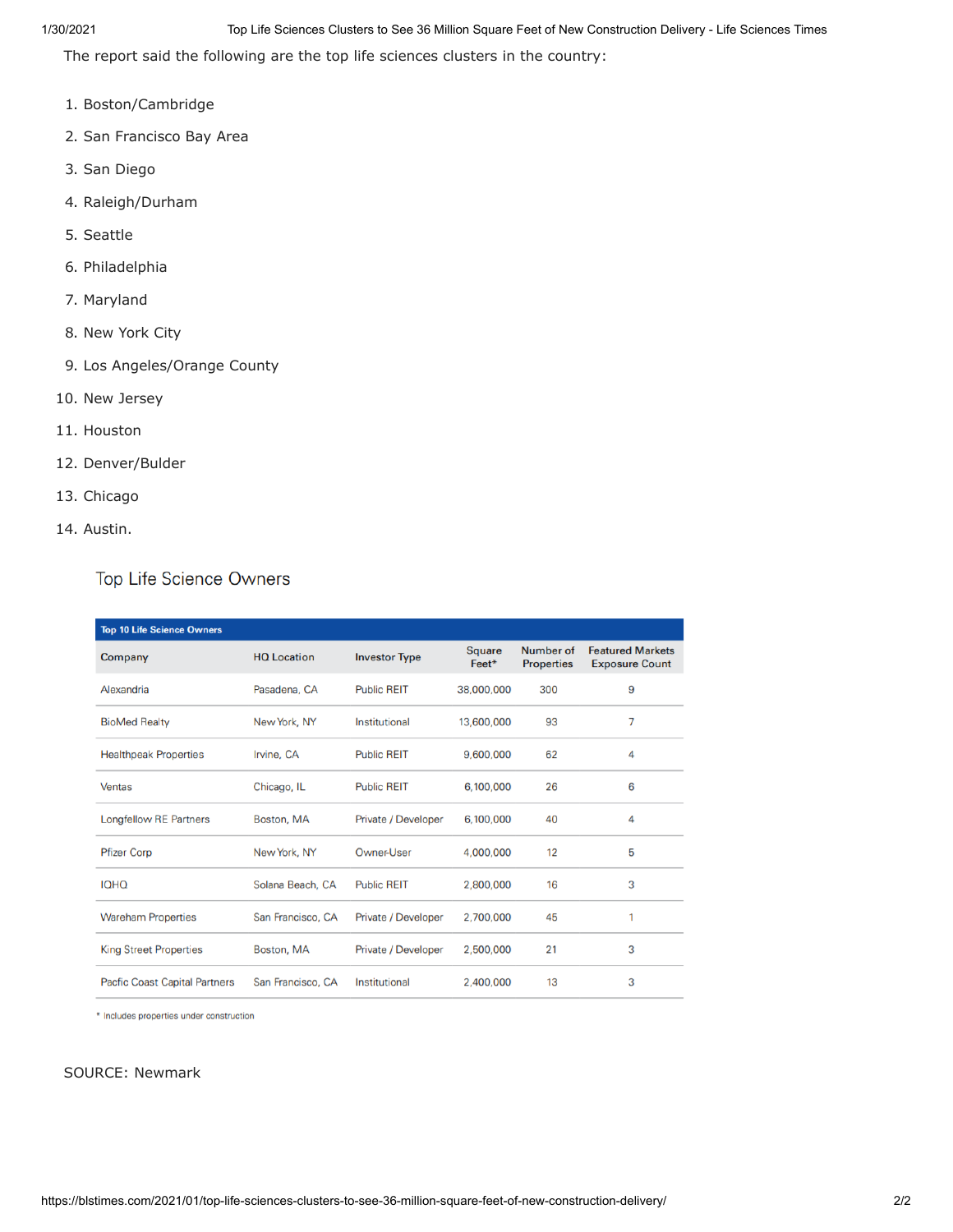The report said the following are the top life sciences clusters in the country:

1. Boston/Cambridge
2. San Francisco Bay Area
3. San Diego
4. Raleigh/Durham
5. Seattle
6. Philadelphia
7. Maryland
8. New York City
9. Los Angeles/Orange County
10. New Jersey
11. Houston
12. Denver/Bulder
13. Chicago
14. Austin.

## Top Life Science Owners

**Top 10 Life Science Owners**

| Company | HQ Location | Investor Type | Square Feet* | Number of Properties | Featured Markets Exposure Count |
|---|---|---|---|---|---|
| Alexandria | Pasadena, CA | Public REIT | 38,000,000 | 300 | 9 |
| BioMed Realty | New York, NY | Institutional | 13,600,000 | 93 | 7 |
| Healthpeak Properties | Irvine, CA | Public REIT | 9,600,000 | 62 | 4 |
| Ventas | Chicago, IL | Public REIT | 6,100,000 | 26 | 6 |
| Longfellow RE Partners | Boston, MA | Private / Developer | 6,100,000 | 40 | 4 |
| Pfizer Corp | New York, NY | Owner-User | 4,000,000 | 12 | 5 |
| IQHQ | Solana Beach, CA | Public REIT | 2,800,000 | 16 | 3 |
| Wareham Properties | San Francisco, CA | Private / Developer | 2,700,000 | 45 | 1 |
| King Street Properties | Boston, MA | Private / Developer | 2,500,000 | 21 | 3 |
| Pacfic Coast Capital Partners | San Francisco, CA | Institutional | 2,400,000 | 13 | 3 |

* Includes properties under construction

SOURCE: Newmark